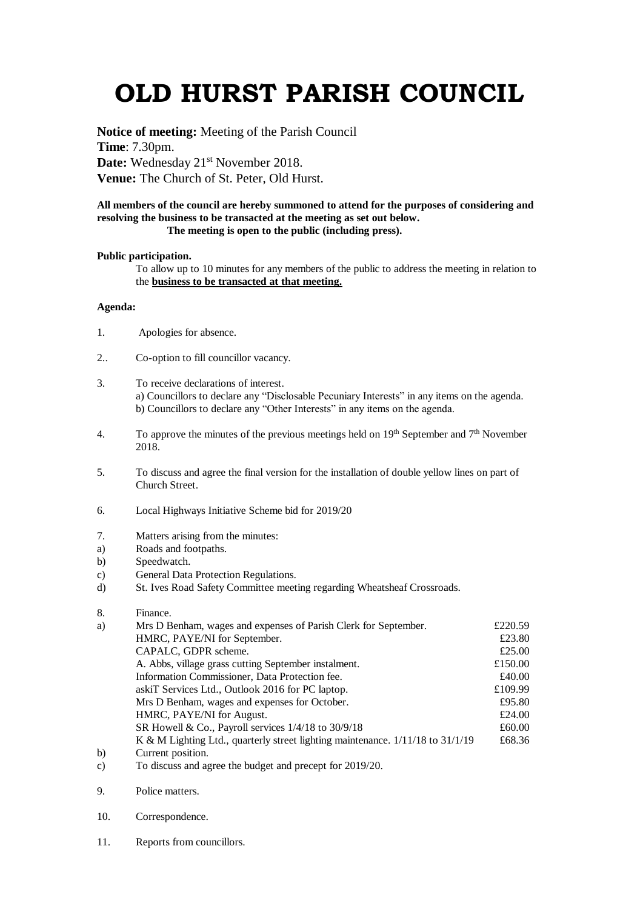# OLD HURST PARISH COUNCIL

**Notice of meeting:** Meeting of the Parish Council
**Time**: 7.30pm.
**Date:** Wednesday 21st November 2018.
**Venue:** The Church of St. Peter, Old Hurst.

**All members of the council are hereby summoned to attend for the purposes of considering and resolving the business to be transacted at the meeting as set out below.**
**The meeting is open to the public (including press).**

**Public participation.**

To allow up to 10 minutes for any members of the public to address the meeting in relation to the **business to be transacted at that meeting.**

**Agenda:**

1. Apologies for absence.

2.. Co-option to fill councillor vacancy.

3. To receive declarations of interest.
   a) Councillors to declare any "Disclosable Pecuniary Interests" in any items on the agenda.
   b) Councillors to declare any "Other Interests" in any items on the agenda.

4. To approve the minutes of the previous meetings held on 19th September and 7th November 2018.

5. To discuss and agree the final version for the installation of double yellow lines on part of Church Street.

6. Local Highways Initiative Scheme bid for 2019/20

7. Matters arising from the minutes:
   a) Roads and footpaths.
   b) Speedwatch.
   c) General Data Protection Regulations.
   d) St. Ives Road Safety Committee meeting regarding Wheatsheaf Crossroads.

8. Finance.
   a)

| | |
|---|---|
| Mrs D Benham, wages and expenses of Parish Clerk for September. | £220.59 |
| HMRC, PAYE/NI for September. | £23.80 |
| CAPALC, GDPR scheme. | £25.00 |
| A. Abbs, village grass cutting September instalment. | £150.00 |
| Information Commissioner, Data Protection fee. | £40.00 |
| askiT Services Ltd., Outlook 2016 for PC laptop. | £109.99 |
| Mrs D Benham, wages and expenses for October. | £95.80 |
| HMRC, PAYE/NI for August. | £24.00 |
| SR Howell & Co., Payroll services 1/4/18 to 30/9/18 | £60.00 |
| K & M Lighting Ltd., quarterly street lighting maintenance. 1/11/18 to 31/1/19 | £68.36 |

   b) Current position.
   c) To discuss and agree the budget and precept for 2019/20.

9. Police matters.

10. Correspondence.

11. Reports from councillors.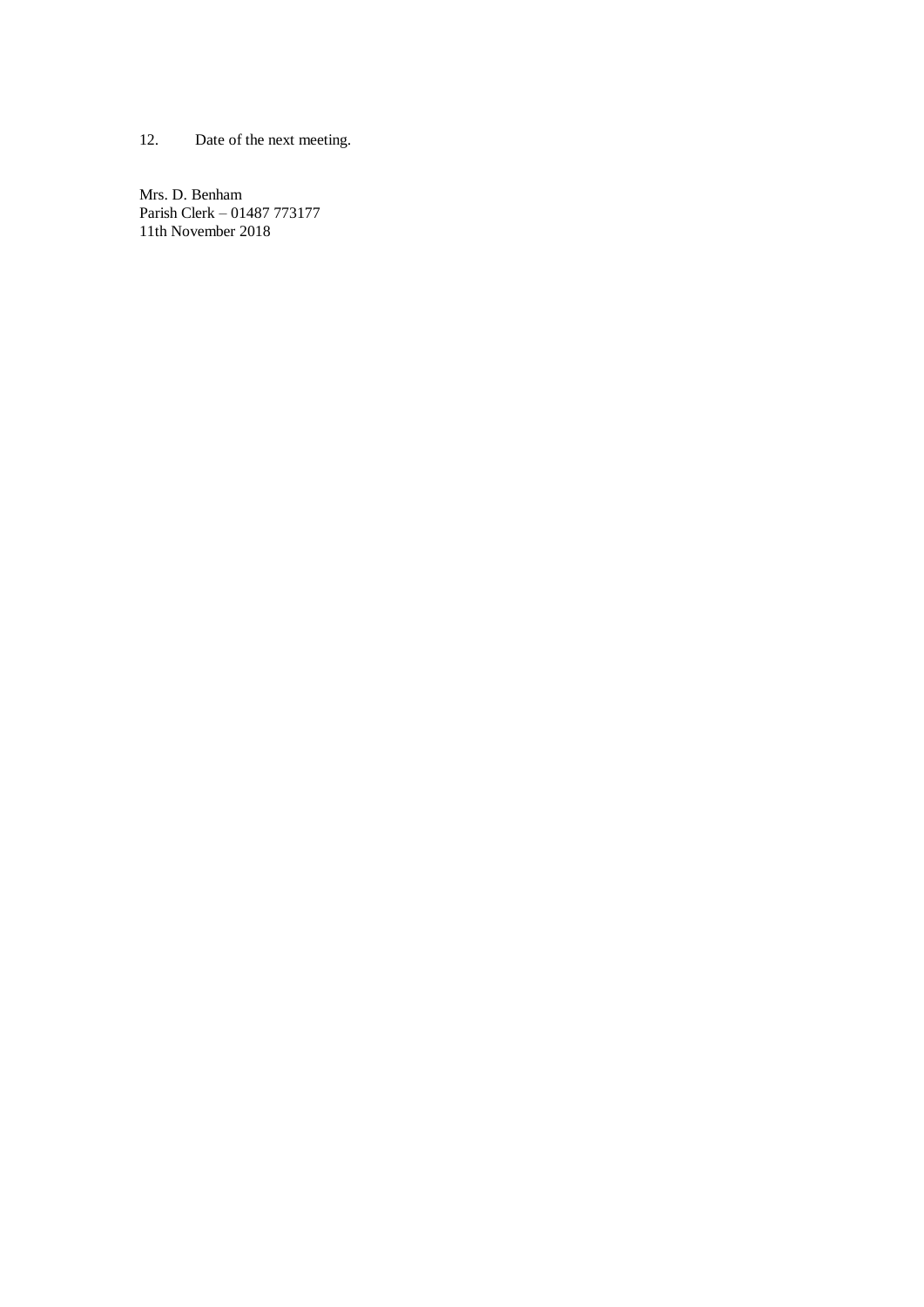12. Date of the next meeting.

Mrs. D. Benham
Parish Clerk – 01487 773177
11th November 2018